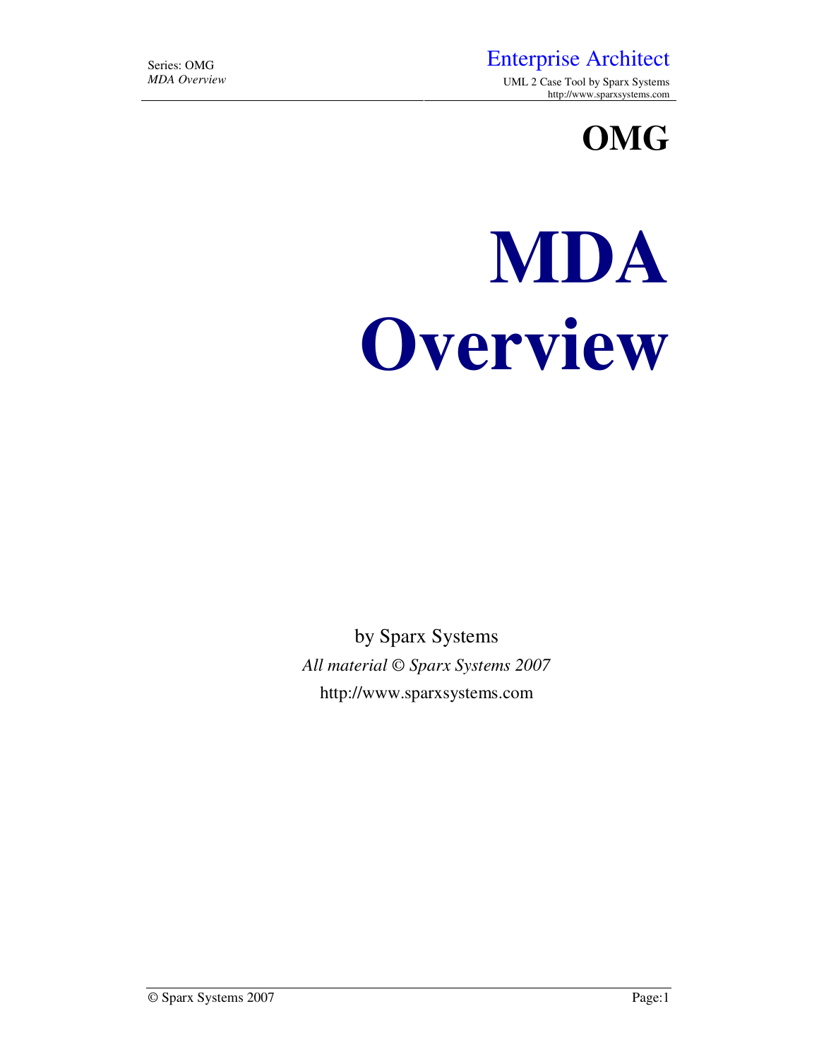# OMG

# MDA Overview

by Sparx Systems

*All material © Sparx Systems 2007*

http://www.sparxsystems.com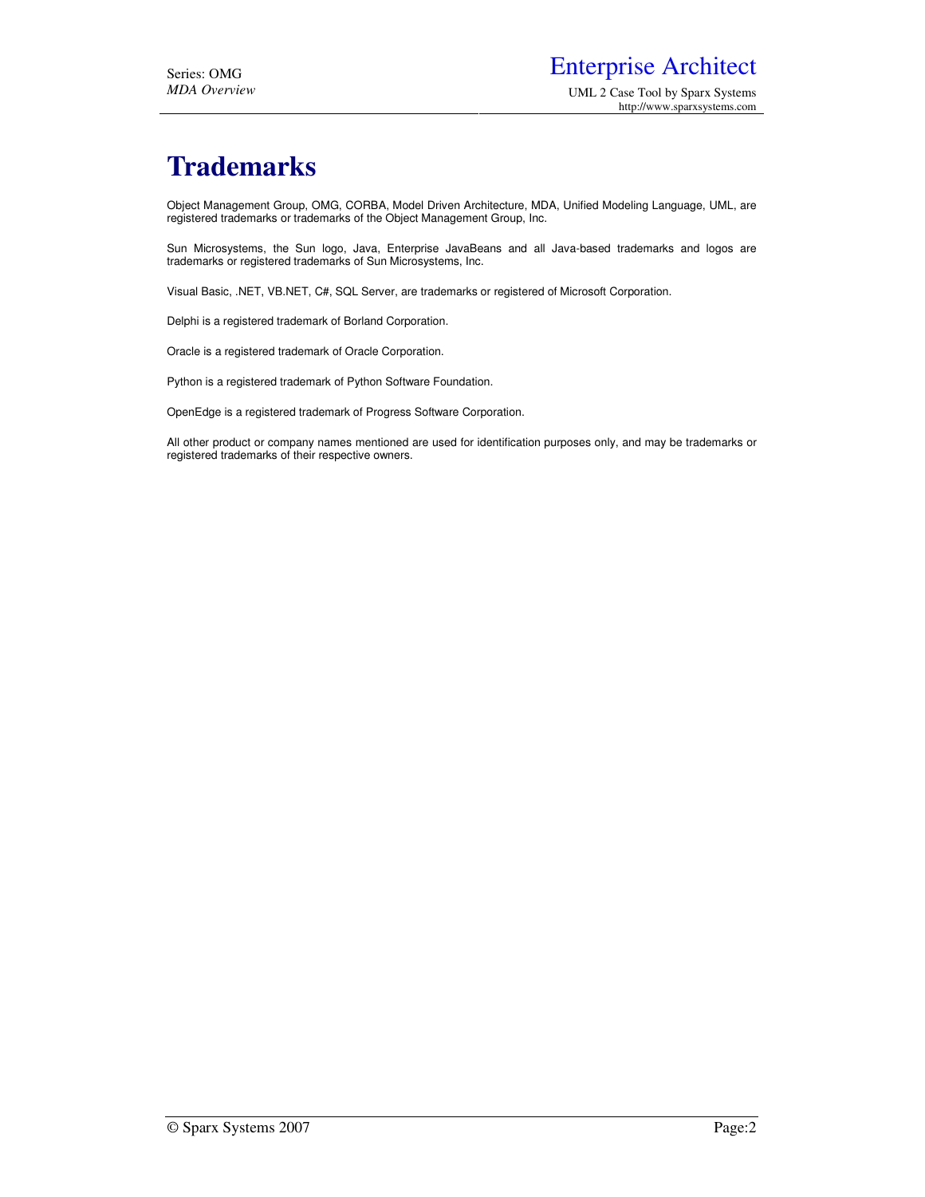# Trademarks

Object Management Group, OMG, CORBA, Model Driven Architecture, MDA, Unified Modeling Language, UML, are registered trademarks or trademarks of the Object Management Group, Inc.

Sun Microsystems, the Sun logo, Java, Enterprise JavaBeans and all Java-based trademarks and logos are trademarks or registered trademarks of Sun Microsystems, Inc.

Visual Basic, .NET, VB.NET, C#, SQL Server, are trademarks or registered of Microsoft Corporation.

Delphi is a registered trademark of Borland Corporation.

Oracle is a registered trademark of Oracle Corporation.

Python is a registered trademark of Python Software Foundation.

OpenEdge is a registered trademark of Progress Software Corporation.

All other product or company names mentioned are used for identification purposes only, and may be trademarks or registered trademarks of their respective owners.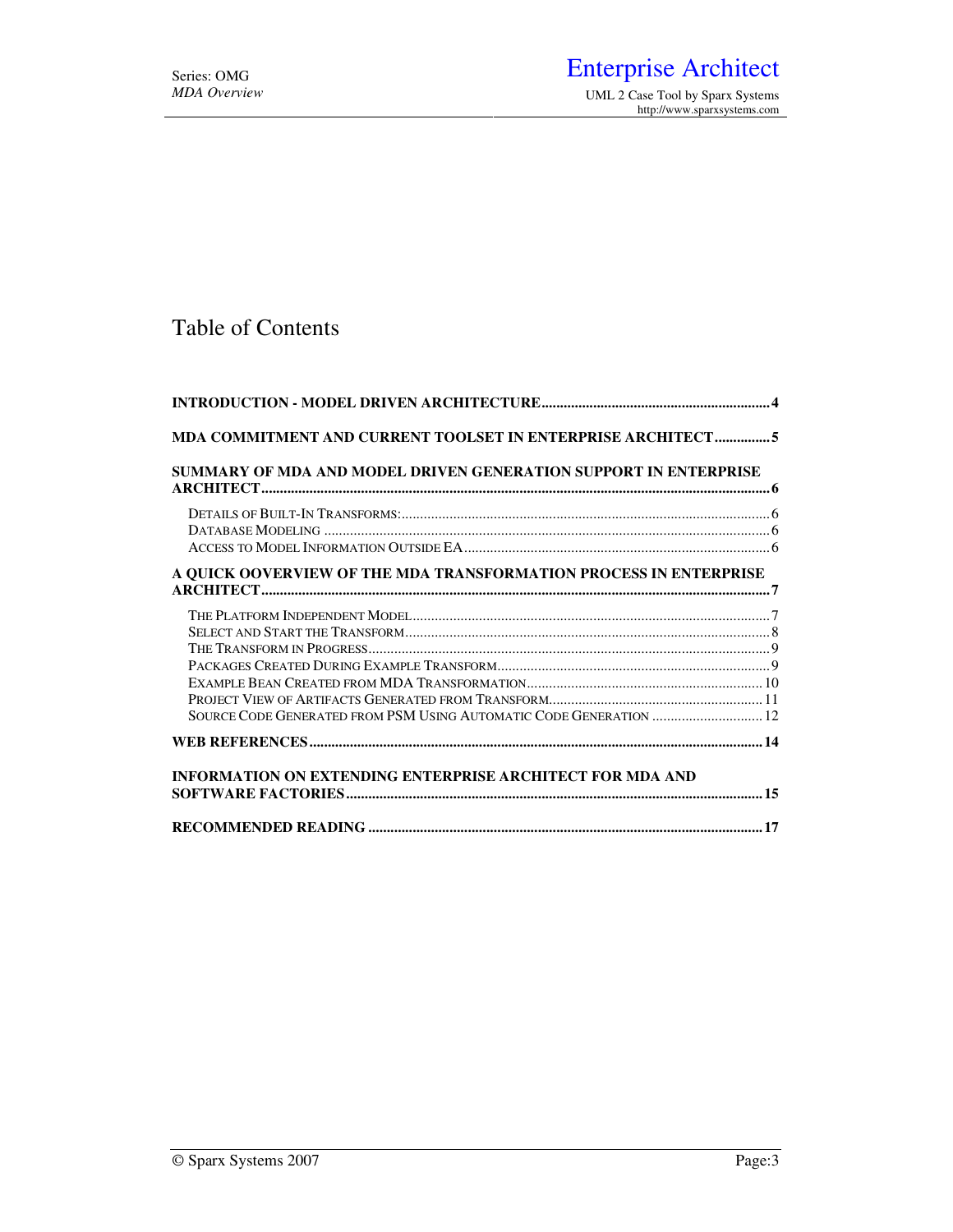# Table of Contents

**INTRODUCTION - MODEL DRIVEN ARCHITECTURE** .......... 4

**MDA COMMITMENT AND CURRENT TOOLSET IN ENTERPRISE ARCHITECT** .......... 5

**SUMMARY OF MDA AND MODEL DRIVEN GENERATION SUPPORT IN ENTERPRISE ARCHITECT** .......... 6

- DETAILS OF BUILT-IN TRANSFORMS: .......... 6
- DATABASE MODELING .......... 6
- ACCESS TO MODEL INFORMATION OUTSIDE EA .......... 6

**A QUICK OOVERVIEW OF THE MDA TRANSFORMATION PROCESS IN ENTERPRISE ARCHITECT** .......... 7

- THE PLATFORM INDEPENDENT MODEL .......... 7
- SELECT AND START THE TRANSFORM .......... 8
- THE TRANSFORM IN PROGRESS .......... 9
- PACKAGES CREATED DURING EXAMPLE TRANSFORM .......... 9
- EXAMPLE BEAN CREATED FROM MDA TRANSFORMATION .......... 10
- PROJECT VIEW OF ARTIFACTS GENERATED FROM TRANSFORM .......... 11
- SOURCE CODE GENERATED FROM PSM USING AUTOMATIC CODE GENERATION .......... 12

**WEB REFERENCES** .......... 14

**INFORMATION ON EXTENDING ENTERPRISE ARCHITECT FOR MDA AND SOFTWARE FACTORIES** .......... 15

**RECOMMENDED READING** .......... 17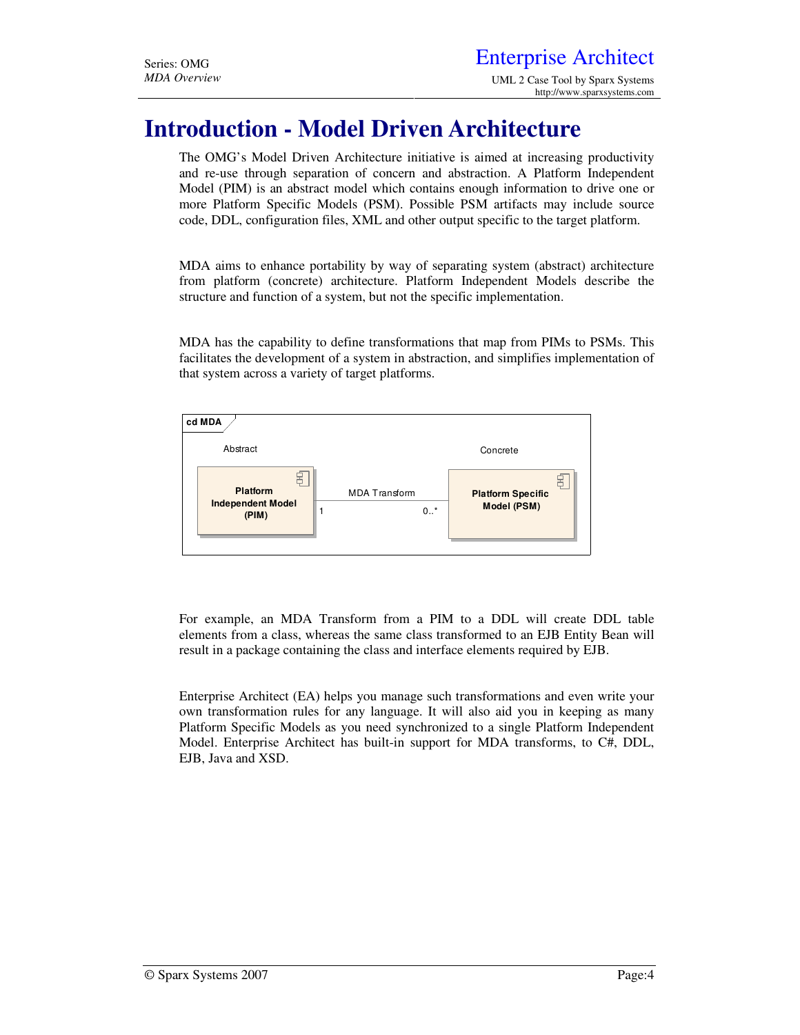# Introduction - Model Driven Architecture

The OMG's Model Driven Architecture initiative is aimed at increasing productivity and re-use through separation of concern and abstraction. A Platform Independent Model (PIM) is an abstract model which contains enough information to drive one or more Platform Specific Models (PSM). Possible PSM artifacts may include source code, DDL, configuration files, XML and other output specific to the target platform.

MDA aims to enhance portability by way of separating system (abstract) architecture from platform (concrete) architecture. Platform Independent Models describe the structure and function of a system, but not the specific implementation.

MDA has the capability to define transformations that map from PIMs to PSMs. This facilitates the development of a system in abstraction, and simplifies implementation of that system across a variety of target platforms.

cd MDA

Abstract — Platform Independent Model (PIM) — 1 — MDA Transform — 0..* — Platform Specific Model (PSM) — Concrete

For example, an MDA Transform from a PIM to a DDL will create DDL table elements from a class, whereas the same class transformed to an EJB Entity Bean will result in a package containing the class and interface elements required by EJB.

Enterprise Architect (EA) helps you manage such transformations and even write your own transformation rules for any language. It will also aid you in keeping as many Platform Specific Models as you need synchronized to a single Platform Independent Model. Enterprise Architect has built-in support for MDA transforms, to C#, DDL, EJB, Java and XSD.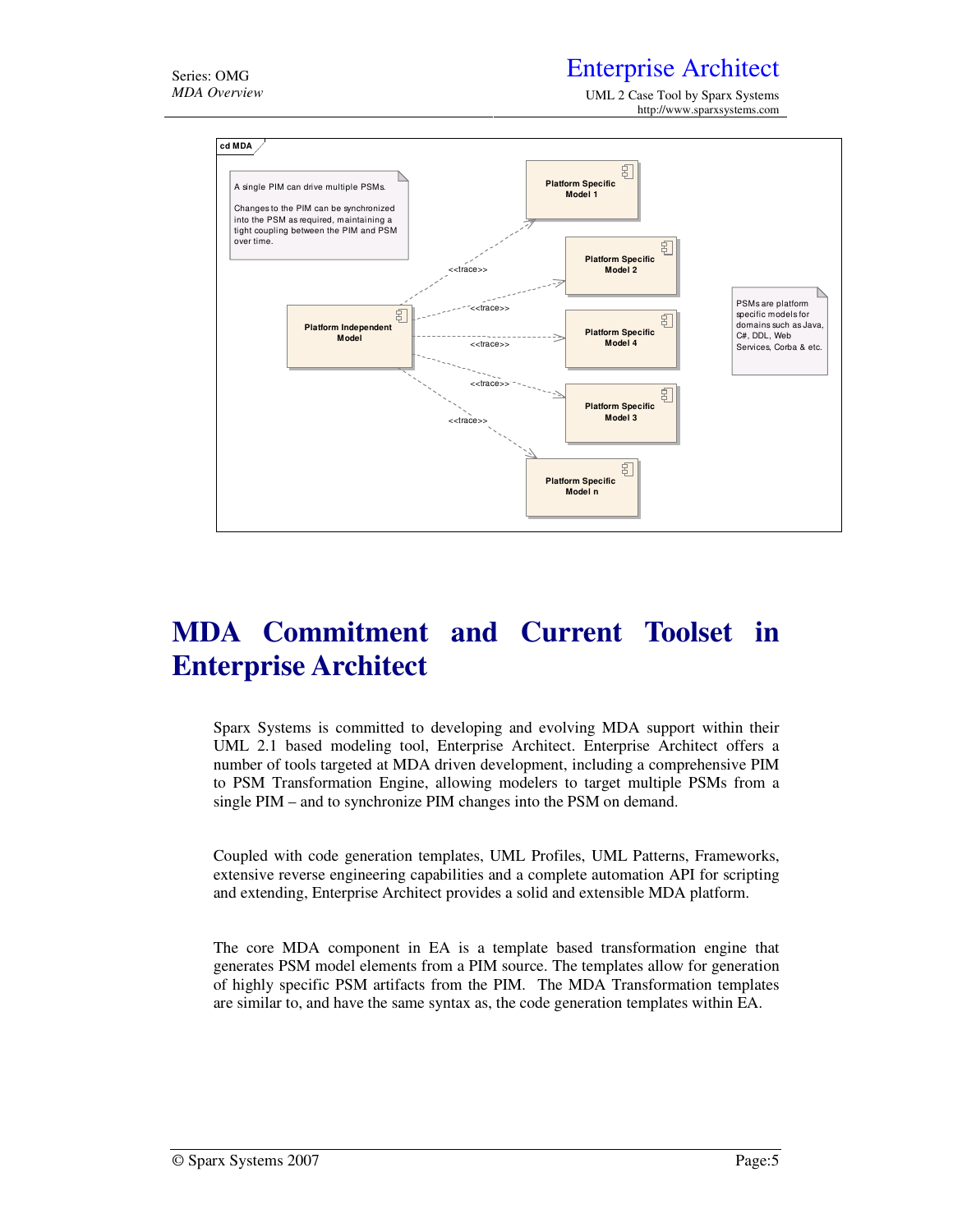cd MDA

A single PIM can drive multiple PSMs.

Changes to the PIM can be synchronized into the PSM as required, maintaining a tight coupling between the PIM and PSM over time.

Platform Independent Model

<<trace>> Platform Specific Model 1

<<trace>> Platform Specific Model 2

<<trace>> Platform Specific Model 4

<<trace>> Platform Specific Model 3

<<trace>> Platform Specific Model n

PSMs are platform specific models for domains such as Java, C#, DDL, Web Services, Corba & etc.

# MDA Commitment and Current Toolset in Enterprise Architect

Sparx Systems is committed to developing and evolving MDA support within their UML 2.1 based modeling tool, Enterprise Architect. Enterprise Architect offers a number of tools targeted at MDA driven development, including a comprehensive PIM to PSM Transformation Engine, allowing modelers to target multiple PSMs from a single PIM – and to synchronize PIM changes into the PSM on demand.

Coupled with code generation templates, UML Profiles, UML Patterns, Frameworks, extensive reverse engineering capabilities and a complete automation API for scripting and extending, Enterprise Architect provides a solid and extensible MDA platform.

The core MDA component in EA is a template based transformation engine that generates PSM model elements from a PIM source. The templates allow for generation of highly specific PSM artifacts from the PIM. The MDA Transformation templates are similar to, and have the same syntax as, the code generation templates within EA.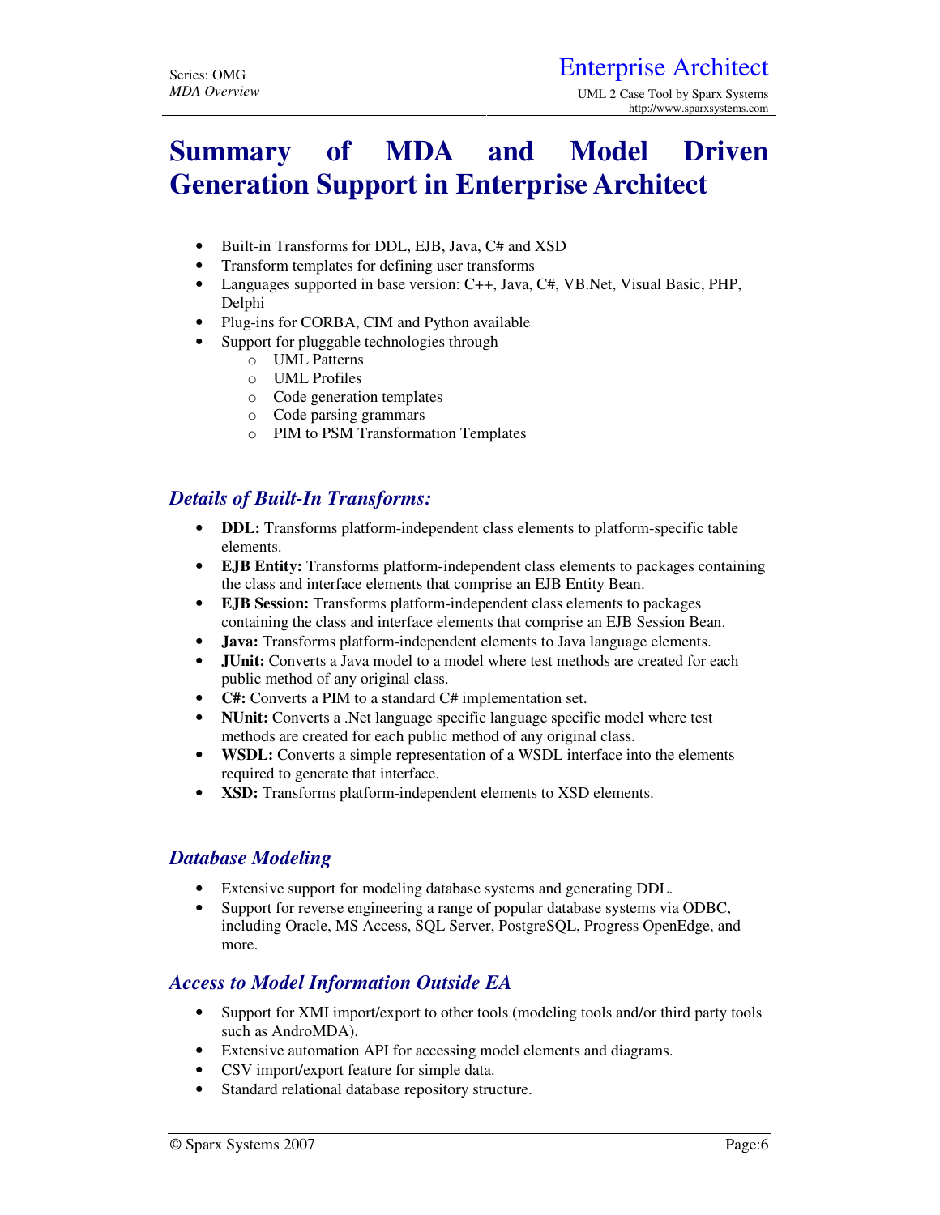# Summary of MDA and Model Driven Generation Support in Enterprise Architect

- Built-in Transforms for DDL, EJB, Java, C# and XSD
- Transform templates for defining user transforms
- Languages supported in base version: C++, Java, C#, VB.Net, Visual Basic, PHP, Delphi
- Plug-ins for CORBA, CIM and Python available
- Support for pluggable technologies through
  - UML Patterns
  - UML Profiles
  - Code generation templates
  - Code parsing grammars
  - PIM to PSM Transformation Templates

## *Details of Built-In Transforms:*

- **DDL:** Transforms platform-independent class elements to platform-specific table elements.
- **EJB Entity:** Transforms platform-independent class elements to packages containing the class and interface elements that comprise an EJB Entity Bean.
- **EJB Session:** Transforms platform-independent class elements to packages containing the class and interface elements that comprise an EJB Session Bean.
- **Java:** Transforms platform-independent elements to Java language elements.
- **JUnit:** Converts a Java model to a model where test methods are created for each public method of any original class.
- **C#:** Converts a PIM to a standard C# implementation set.
- **NUnit:** Converts a .Net language specific language specific model where test methods are created for each public method of any original class.
- **WSDL:** Converts a simple representation of a WSDL interface into the elements required to generate that interface.
- **XSD:** Transforms platform-independent elements to XSD elements.

## *Database Modeling*

- Extensive support for modeling database systems and generating DDL.
- Support for reverse engineering a range of popular database systems via ODBC, including Oracle, MS Access, SQL Server, PostgreSQL, Progress OpenEdge, and more.

## *Access to Model Information Outside EA*

- Support for XMI import/export to other tools (modeling tools and/or third party tools such as AndroMDA).
- Extensive automation API for accessing model elements and diagrams.
- CSV import/export feature for simple data.
- Standard relational database repository structure.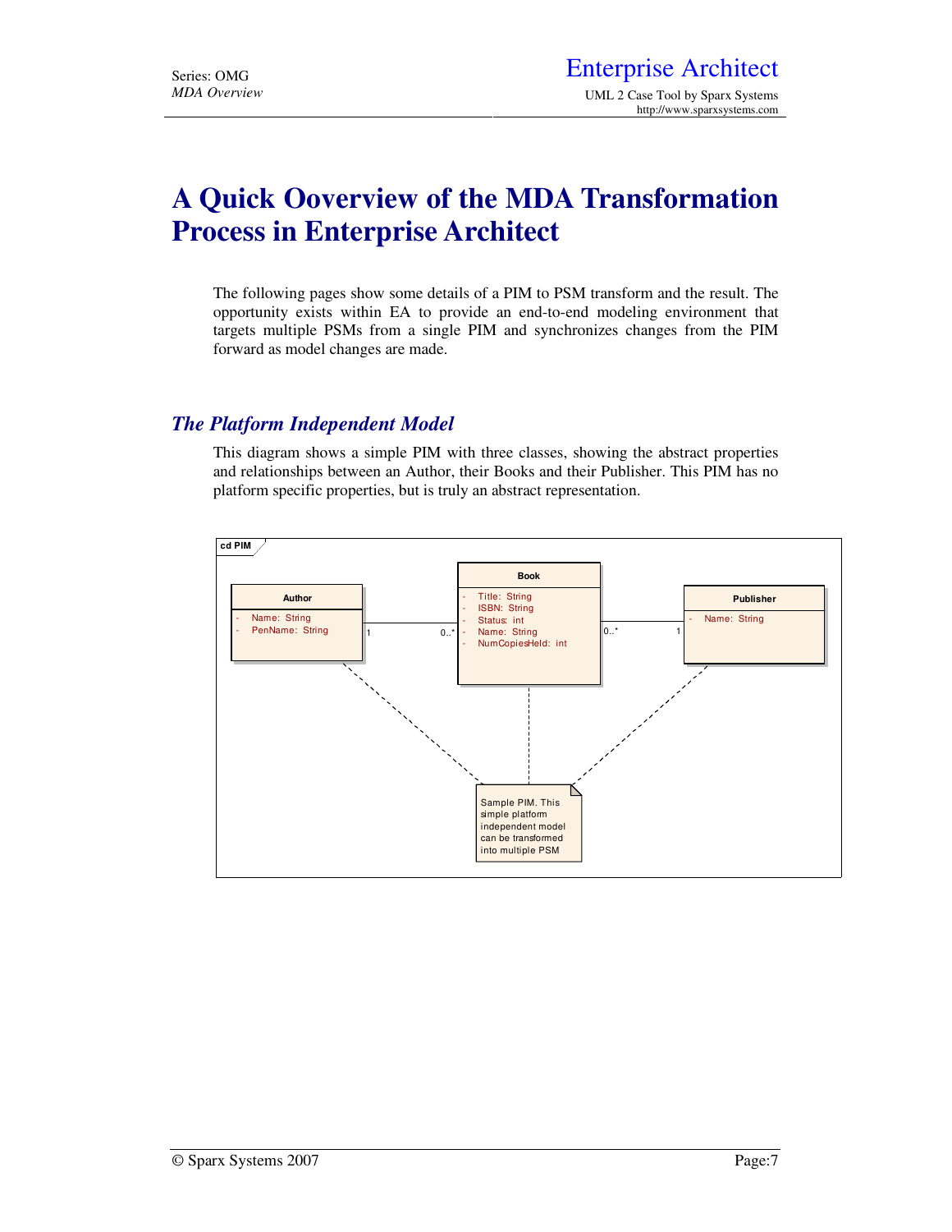# A Quick Ooverview of the MDA Transformation Process in Enterprise Architect

The following pages show some details of a PIM to PSM transform and the result. The opportunity exists within EA to provide an end-to-end modeling environment that targets multiple PSMs from a single PIM and synchronizes changes from the PIM forward as model changes are made.

## *The Platform Independent Model*

This diagram shows a simple PIM with three classes, showing the abstract properties and relationships between an Author, their Books and their Publisher. This PIM has no platform specific properties, but is truly an abstract representation.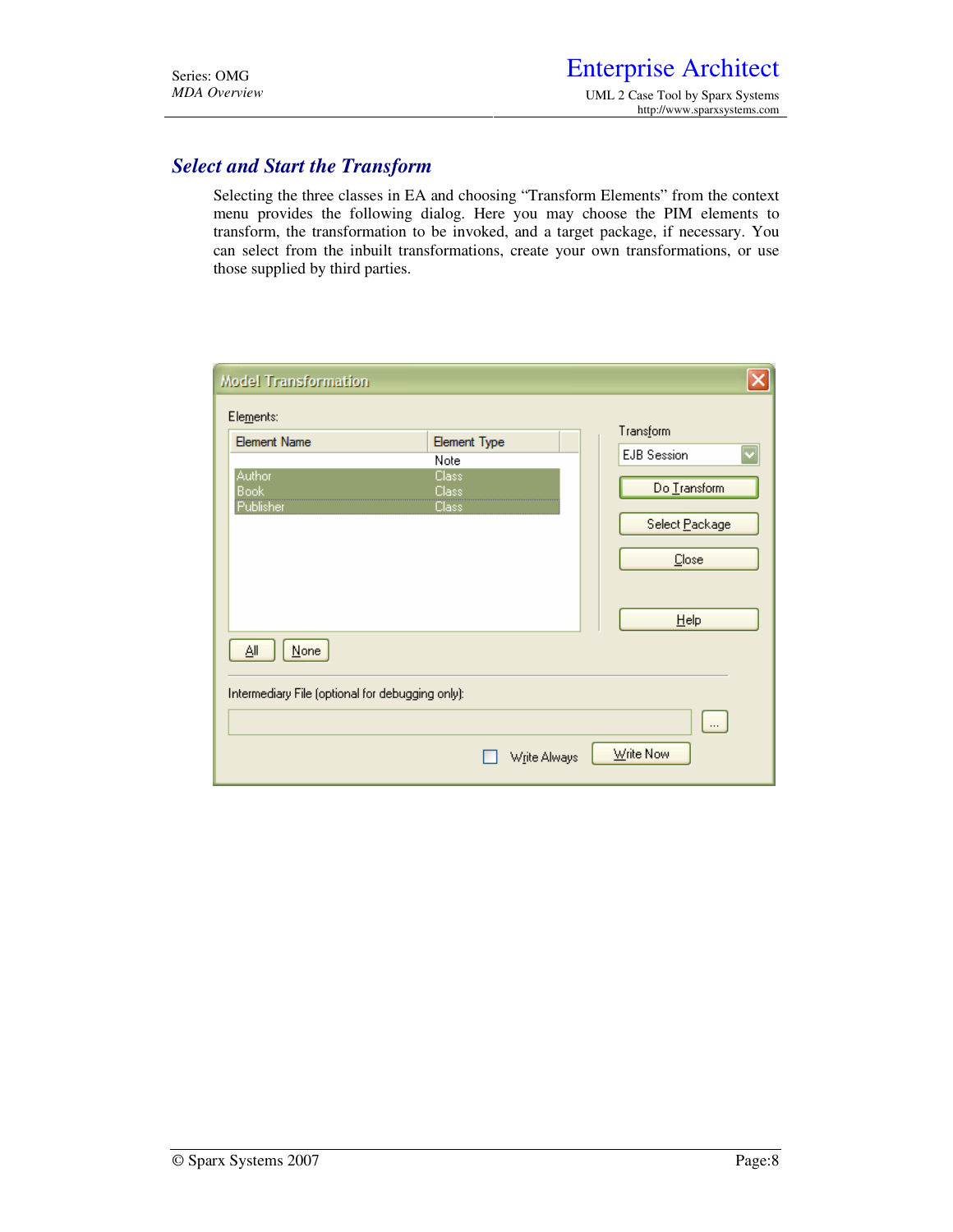## Select and Start the Transform

Selecting the three classes in EA and choosing "Transform Elements" from the context menu provides the following dialog. Here you may choose the PIM elements to transform, the transformation to be invoked, and a target package, if necessary. You can select from the inbuilt transformations, create your own transformations, or use those supplied by third parties.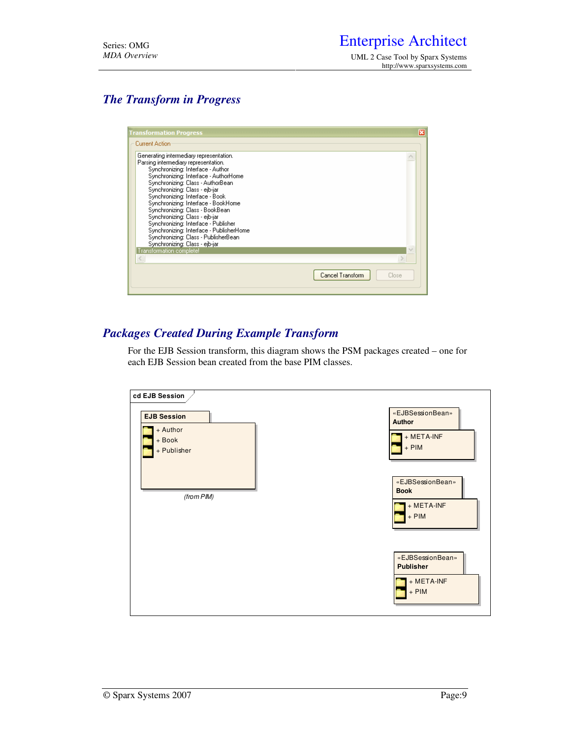## The Transform in Progress

## Packages Created During Example Transform

For the EJB Session transform, this diagram shows the PSM packages created – one for each EJB Session bean created from the base PIM classes.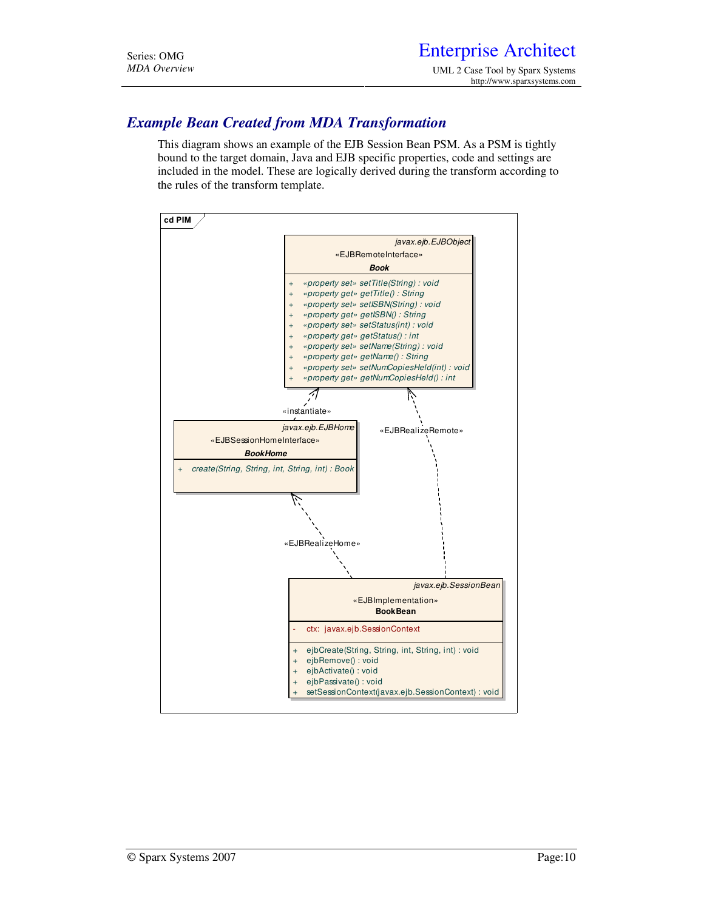## *Example Bean Created from MDA Transformation*

This diagram shows an example of the EJB Session Bean PSM. As a PSM is tightly bound to the target domain, Java and EJB specific properties, code and settings are included in the model. These are logically derived during the transform according to the rules of the transform template.

cd PIM

javax.ejb.EJBObject
«EJBRemoteInterface»
**Book**

- + «property set» setTitle(String) : void
- + «property get» getTitle() : String
- + «property set» setISBN(String) : void
- + «property get» getISBN() : String
- + «property set» setStatus(int) : void
- + «property get» getStatus() : int
- + «property set» setName(String) : void
- + «property get» getName() : String
- + «property set» setNumCopiesHeld(int) : void
- + «property get» getNumCopiesHeld() : int

«instantiate»

javax.ejb.EJBHome
«EJBSessionHomeInterface»
**BookHome**

- + create(String, String, int, String, int) : Book

«EJBRealizeRemote»

«EJBRealizeHome»

javax.ejb.SessionBean
«EJBImplementation»
**BookBean**

- \- ctx: javax.ejb.SessionContext

- + ejbCreate(String, String, int, String, int) : void
- + ejbRemove() : void
- + ejbActivate() : void
- + ejbPassivate() : void
- + setSessionContext(javax.ejb.SessionContext) : void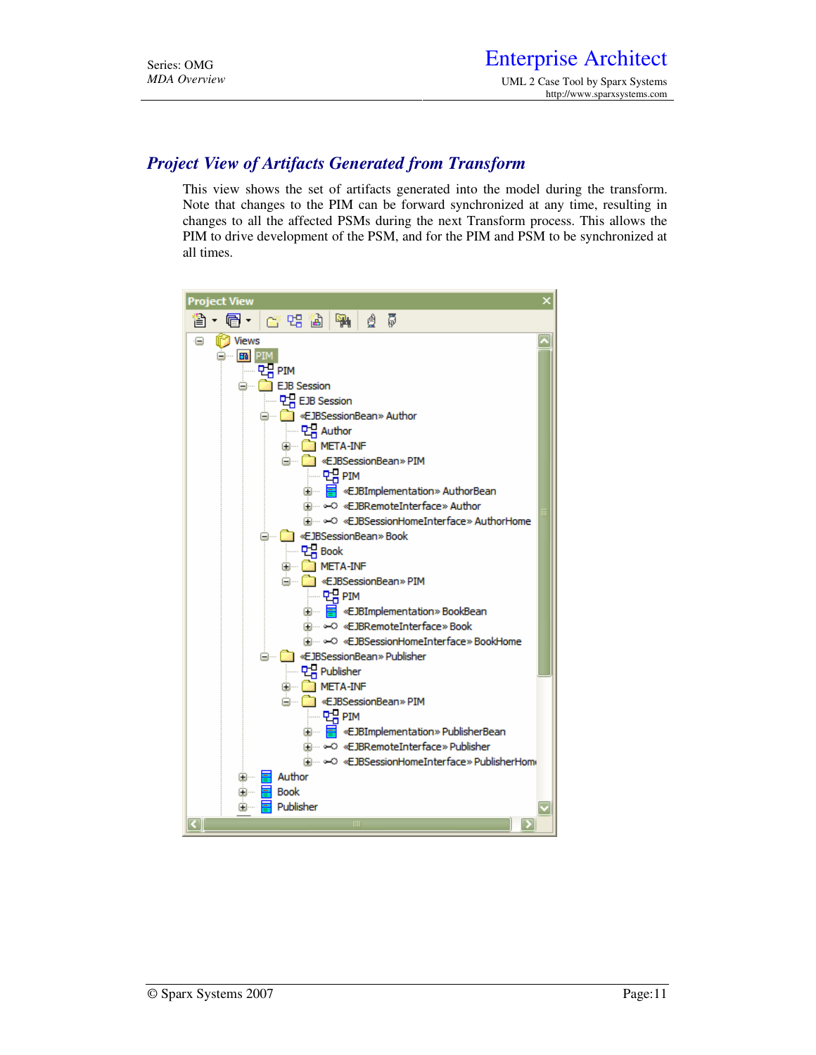## *Project View of Artifacts Generated from Transform*

This view shows the set of artifacts generated into the model during the transform. Note that changes to the PIM can be forward synchronized at any time, resulting in changes to all the affected PSMs during the next Transform process. This allows the PIM to drive development of the PSM, and for the PIM and PSM to be synchronized at all times.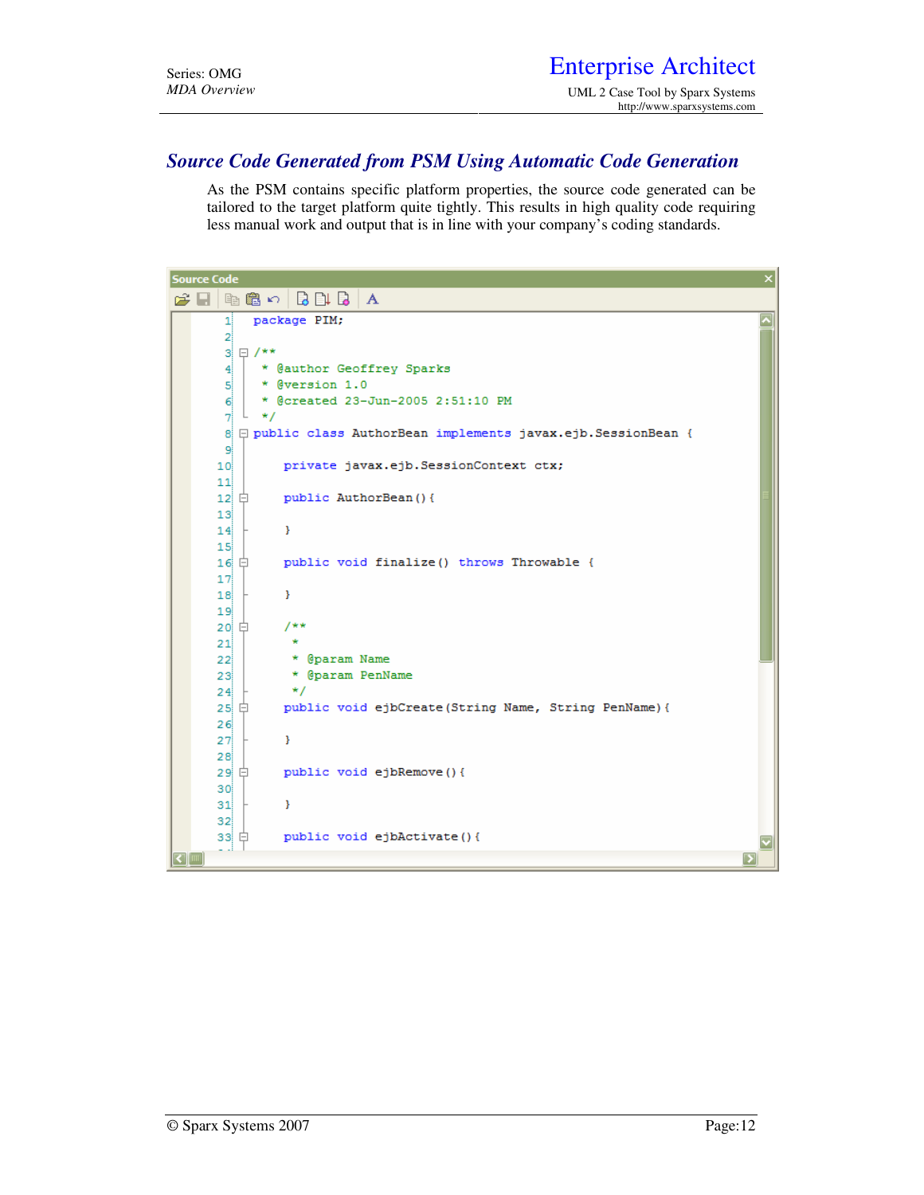## *Source Code Generated from PSM Using Automatic Code Generation*

As the PSM contains specific platform properties, the source code generated can be tailored to the target platform quite tightly. This results in high quality code requiring less manual work and output that is in line with your company's coding standards.

Source Code

```java
package PIM;

/**
 * @author Geoffrey Sparks
 * @version 1.0
 * @created 23-Jun-2005 2:51:10 PM
 */
public class AuthorBean implements javax.ejb.SessionBean {

    private javax.ejb.SessionContext ctx;

    public AuthorBean(){

    }

    public void finalize() throws Throwable {

    }

    /**
     *
     * @param Name
     * @param PenName
     */
    public void ejbCreate(String Name, String PenName){

    }

    public void ejbRemove(){

    }

    public void ejbActivate(){
```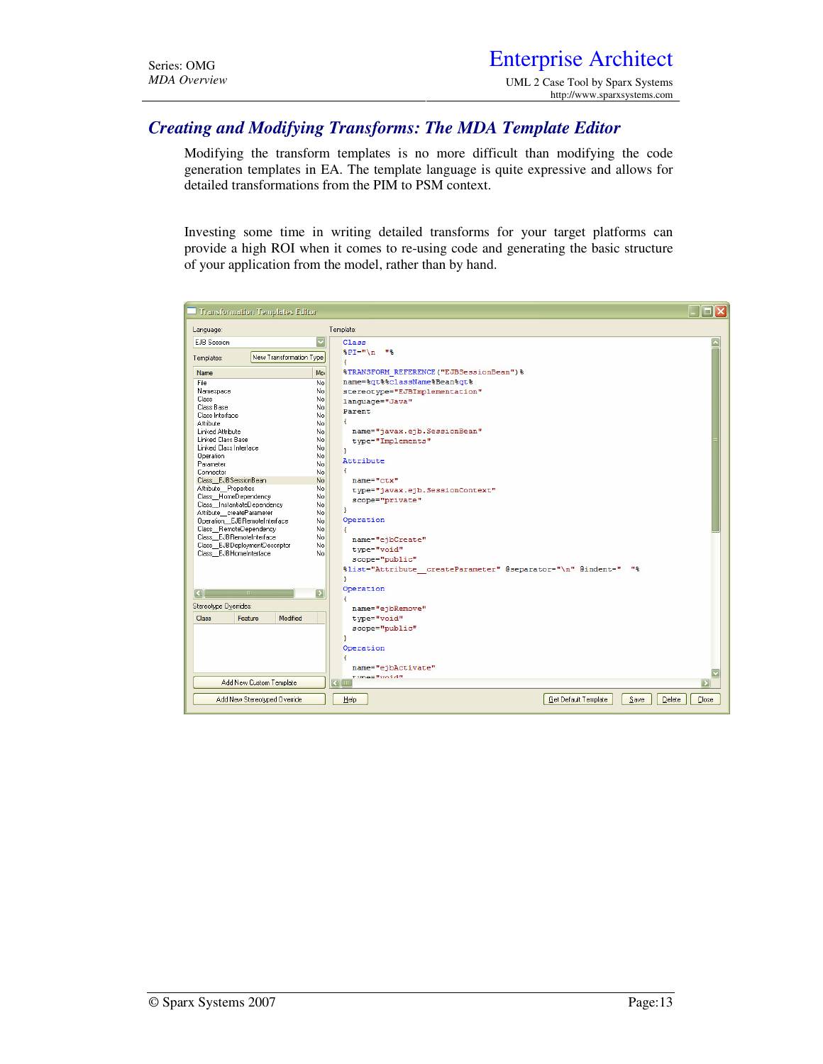## *Creating and Modifying Transforms: The MDA Template Editor*

Modifying the transform templates is no more difficult than modifying the code generation templates in EA. The template language is quite expressive and allows for detailed transformations from the PIM to PSM context.

Investing some time in writing detailed transforms for your target platforms can provide a high ROI when it comes to re-using code and generating the basic structure of your application from the model, rather than by hand.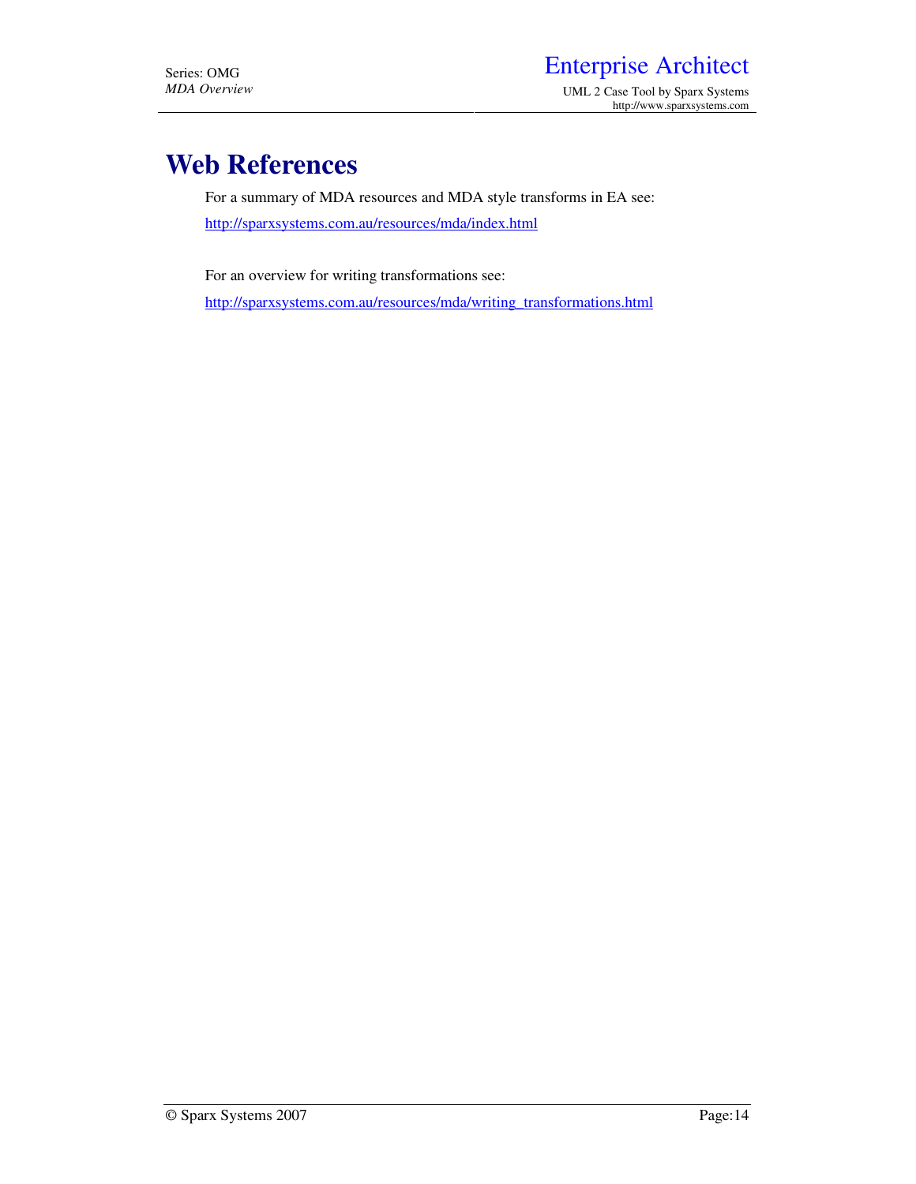# Web References

For a summary of MDA resources and MDA style transforms in EA see:

http://sparxsystems.com.au/resources/mda/index.html

For an overview for writing transformations see:

http://sparxsystems.com.au/resources/mda/writing_transformations.html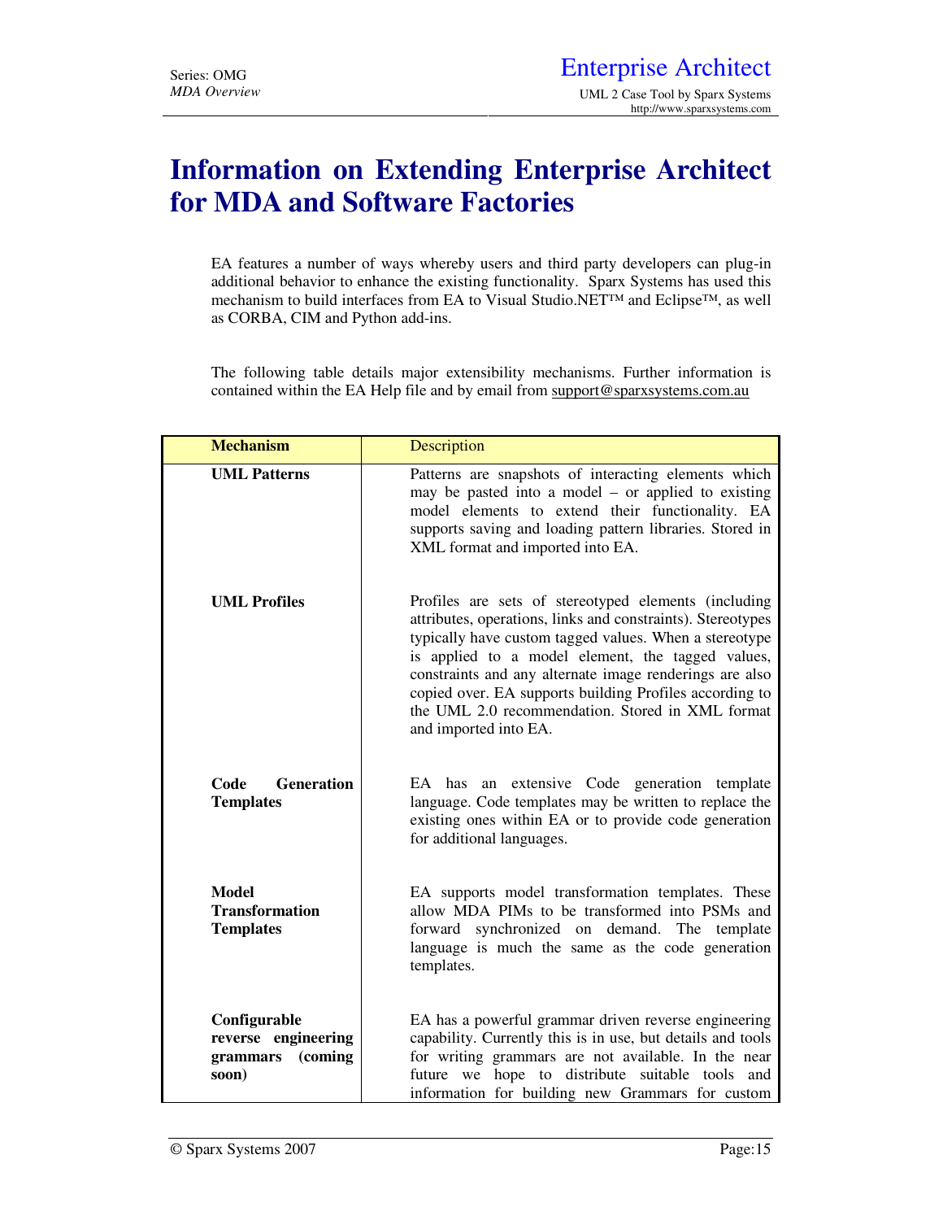# Information on Extending Enterprise Architect for MDA and Software Factories

EA features a number of ways whereby users and third party developers can plug-in additional behavior to enhance the existing functionality. Sparx Systems has used this mechanism to build interfaces from EA to Visual Studio.NET™ and Eclipse™, as well as CORBA, CIM and Python add-ins.

The following table details major extensibility mechanisms. Further information is contained within the EA Help file and by email from support@sparxsystems.com.au

| **Mechanism** | Description |
| --- | --- |
| **UML Patterns** | Patterns are snapshots of interacting elements which may be pasted into a model – or applied to existing model elements to extend their functionality. EA supports saving and loading pattern libraries. Stored in XML format and imported into EA. |
| **UML Profiles** | Profiles are sets of stereotyped elements (including attributes, operations, links and constraints). Stereotypes typically have custom tagged values. When a stereotype is applied to a model element, the tagged values, constraints and any alternate image renderings are also copied over. EA supports building Profiles according to the UML 2.0 recommendation. Stored in XML format and imported into EA. |
| **Code Generation Templates** | EA has an extensive Code generation template language. Code templates may be written to replace the existing ones within EA or to provide code generation for additional languages. |
| **Model Transformation Templates** | EA supports model transformation templates. These allow MDA PIMs to be transformed into PSMs and forward synchronized on demand. The template language is much the same as the code generation templates. |
| **Configurable reverse engineering grammars (coming soon)** | EA has a powerful grammar driven reverse engineering capability. Currently this is in use, but details and tools for writing grammars are not available. In the near future we hope to distribute suitable tools and information for building new Grammars for custom |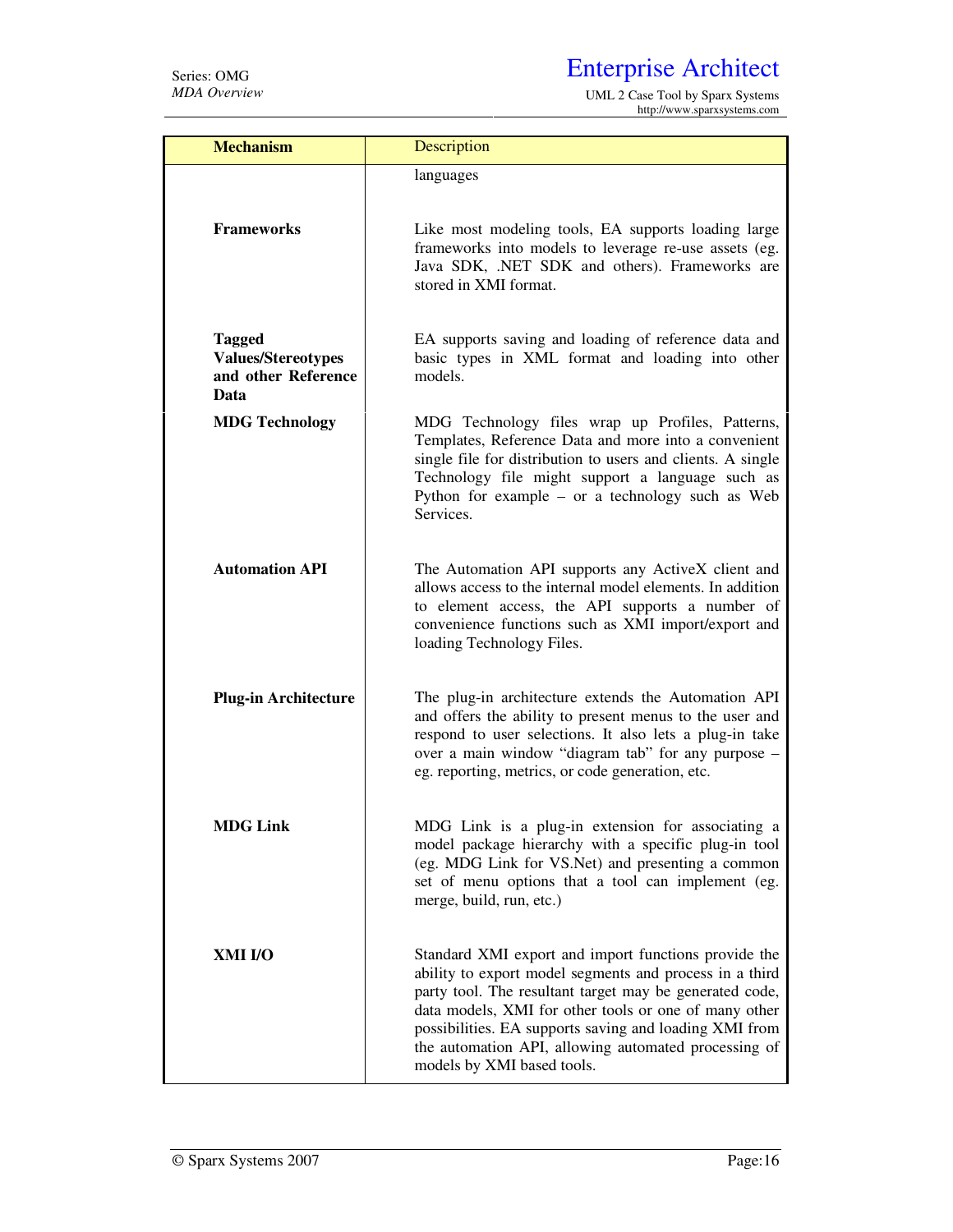| Mechanism | Description |
|---|---|
| | languages |
| **Frameworks** | Like most modeling tools, EA supports loading large frameworks into models to leverage re-use assets (eg. Java SDK, .NET SDK and others). Frameworks are stored in XMI format. |
| **Tagged Values/Stereotypes and other Reference Data** | EA supports saving and loading of reference data and basic types in XML format and loading into other models. |
| **MDG Technology** | MDG Technology files wrap up Profiles, Patterns, Templates, Reference Data and more into a convenient single file for distribution to users and clients. A single Technology file might support a language such as Python for example – or a technology such as Web Services. |
| **Automation API** | The Automation API supports any ActiveX client and allows access to the internal model elements. In addition to element access, the API supports a number of convenience functions such as XMI import/export and loading Technology Files. |
| **Plug-in Architecture** | The plug-in architecture extends the Automation API and offers the ability to present menus to the user and respond to user selections. It also lets a plug-in take over a main window "diagram tab" for any purpose – eg. reporting, metrics, or code generation, etc. |
| **MDG Link** | MDG Link is a plug-in extension for associating a model package hierarchy with a specific plug-in tool (eg. MDG Link for VS.Net) and presenting a common set of menu options that a tool can implement (eg. merge, build, run, etc.) |
| **XMI I/O** | Standard XMI export and import functions provide the ability to export model segments and process in a third party tool. The resultant target may be generated code, data models, XMI for other tools or one of many other possibilities. EA supports saving and loading XMI from the automation API, allowing automated processing of models by XMI based tools. |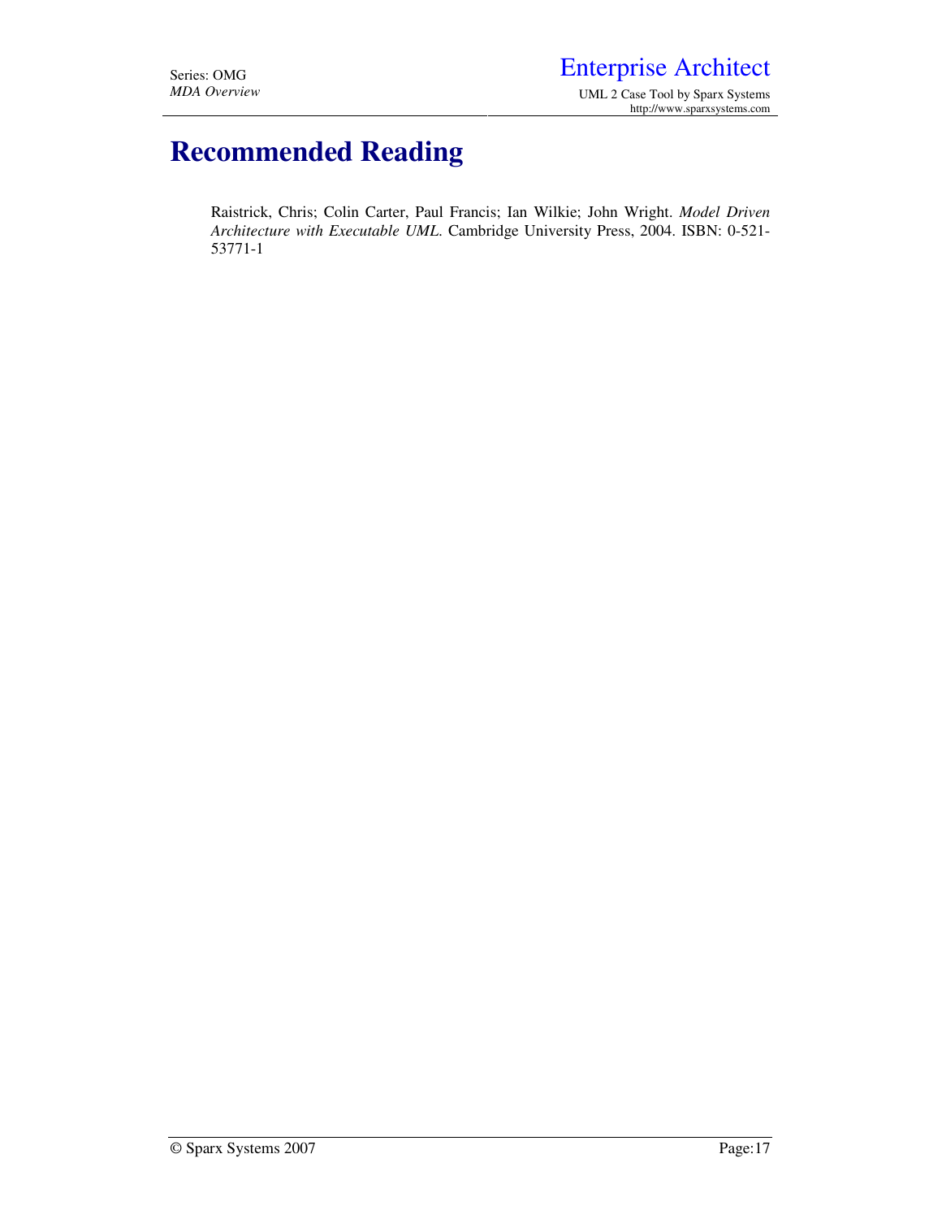# Recommended Reading

Raistrick, Chris; Colin Carter, Paul Francis; Ian Wilkie; John Wright. *Model Driven Architecture with Executable UML*. Cambridge University Press, 2004. ISBN: 0-521-53771-1